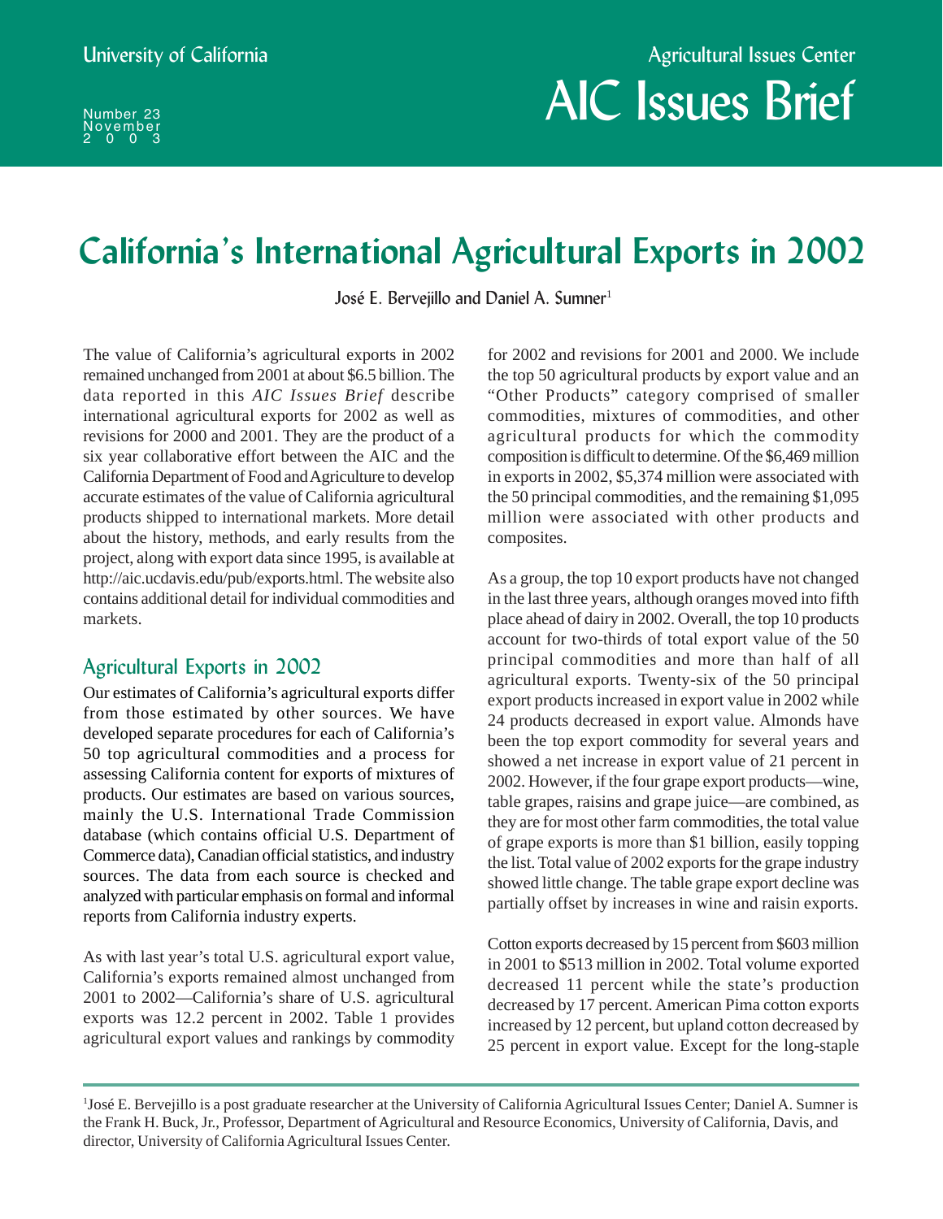University of California

Agricultural Issues Center

# AIC Issues Brief

Number 23
November
2003

## California's International Agricultural Exports in 2002

José E. Bervejillo and Daniel A. Sumner[1]

The value of California's agricultural exports in 2002 remained unchanged from 2001 at about $6.5 billion. The data reported in this *AIC Issues Brief* describe international agricultural exports for 2002 as well as revisions for 2000 and 2001. They are the product of a six year collaborative effort between the AIC and the California Department of Food and Agriculture to develop accurate estimates of the value of California agricultural products shipped to international markets. More detail about the history, methods, and early results from the project, along with export data since 1995, is available at http://aic.ucdavis.edu/pub/exports.html. The website also contains additional detail for individual commodities and markets.

### Agricultural Exports in 2002

Our estimates of California's agricultural exports differ from those estimated by other sources. We have developed separate procedures for each of California's 50 top agricultural commodities and a process for assessing California content for exports of mixtures of products. Our estimates are based on various sources, mainly the U.S. International Trade Commission database (which contains official U.S. Department of Commerce data), Canadian official statistics, and industry sources. The data from each source is checked and analyzed with particular emphasis on formal and informal reports from California industry experts.

As with last year's total U.S. agricultural export value, California's exports remained almost unchanged from 2001 to 2002—California's share of U.S. agricultural exports was 12.2 percent in 2002. Table 1 provides agricultural export values and rankings by commodity for 2002 and revisions for 2001 and 2000. We include the top 50 agricultural products by export value and an "Other Products" category comprised of smaller commodities, mixtures of commodities, and other agricultural products for which the commodity composition is difficult to determine. Of the $6,469 million in exports in 2002, $5,374 million were associated with the 50 principal commodities, and the remaining $1,095 million were associated with other products and composites.

As a group, the top 10 export products have not changed in the last three years, although oranges moved into fifth place ahead of dairy in 2002. Overall, the top 10 products account for two-thirds of total export value of the 50 principal commodities and more than half of all agricultural exports. Twenty-six of the 50 principal export products increased in export value in 2002 while 24 products decreased in export value. Almonds have been the top export commodity for several years and showed a net increase in export value of 21 percent in 2002. However, if the four grape export products—wine, table grapes, raisins and grape juice—are combined, as they are for most other farm commodities, the total value of grape exports is more than $1 billion, easily topping the list. Total value of 2002 exports for the grape industry showed little change. The table grape export decline was partially offset by increases in wine and raisin exports.

Cotton exports decreased by 15 percent from $603 million in 2001 to $513 million in 2002. Total volume exported decreased 11 percent while the state's production decreased by 17 percent. American Pima cotton exports increased by 12 percent, but upland cotton decreased by 25 percent in export value. Except for the long-staple

[1]José E. Bervejillo is a post graduate researcher at the University of California Agricultural Issues Center; Daniel A. Sumner is the Frank H. Buck, Jr., Professor, Department of Agricultural and Resource Economics, University of California, Davis, and director, University of California Agricultural Issues Center.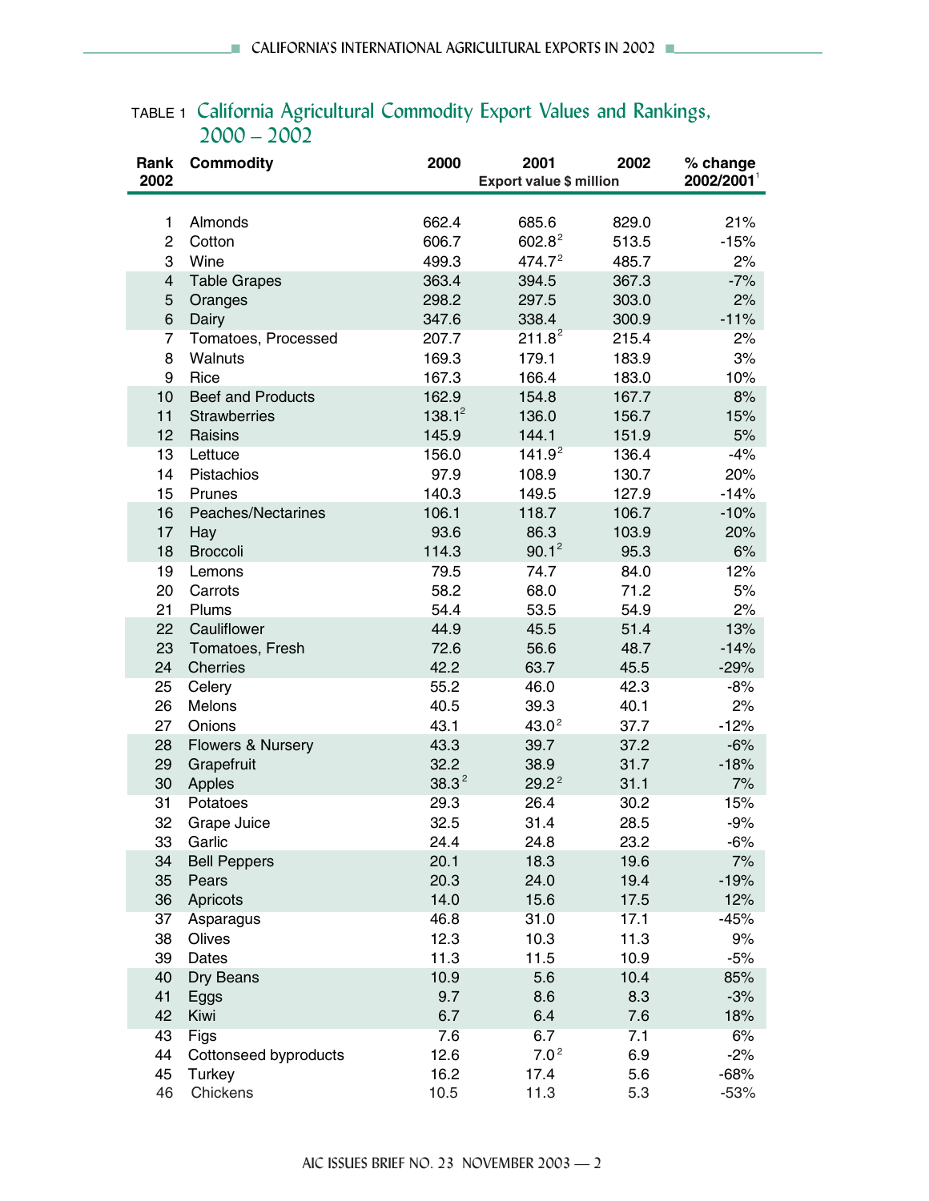TABLE 1 **California Agricultural Commodity Export Values and Rankings, 2000 – 2002**

| Rank 2002 | Commodity | 2000 | 2001 | 2002 | % change 2002/2001[1] |
|---|---|---|---|---|---|
| | | Export value $ million | | | |
| 1 | Almonds | 662.4 | 685.6 | 829.0 | 21% |
| 2 | Cotton | 606.7 | 602.8[2] | 513.5 | -15% |
| 3 | Wine | 499.3 | 474.7[2] | 485.7 | 2% |
| 4 | Table Grapes | 363.4 | 394.5 | 367.3 | -7% |
| 5 | Oranges | 298.2 | 297.5 | 303.0 | 2% |
| 6 | Dairy | 347.6 | 338.4 | 300.9 | -11% |
| 7 | Tomatoes, Processed | 207.7 | 211.8[2] | 215.4 | 2% |
| 8 | Walnuts | 169.3 | 179.1 | 183.9 | 3% |
| 9 | Rice | 167.3 | 166.4 | 183.0 | 10% |
| 10 | Beef and Products | 162.9 | 154.8 | 167.7 | 8% |
| 11 | Strawberries | 138.1[2] | 136.0 | 156.7 | 15% |
| 12 | Raisins | 145.9 | 144.1 | 151.9 | 5% |
| 13 | Lettuce | 156.0 | 141.9[2] | 136.4 | -4% |
| 14 | Pistachios | 97.9 | 108.9 | 130.7 | 20% |
| 15 | Prunes | 140.3 | 149.5 | 127.9 | -14% |
| 16 | Peaches/Nectarines | 106.1 | 118.7 | 106.7 | -10% |
| 17 | Hay | 93.6 | 86.3 | 103.9 | 20% |
| 18 | Broccoli | 114.3 | 90.1[2] | 95.3 | 6% |
| 19 | Lemons | 79.5 | 74.7 | 84.0 | 12% |
| 20 | Carrots | 58.2 | 68.0 | 71.2 | 5% |
| 21 | Plums | 54.4 | 53.5 | 54.9 | 2% |
| 22 | Cauliflower | 44.9 | 45.5 | 51.4 | 13% |
| 23 | Tomatoes, Fresh | 72.6 | 56.6 | 48.7 | -14% |
| 24 | Cherries | 42.2 | 63.7 | 45.5 | -29% |
| 25 | Celery | 55.2 | 46.0 | 42.3 | -8% |
| 26 | Melons | 40.5 | 39.3 | 40.1 | 2% |
| 27 | Onions | 43.1 | 43.0[2] | 37.7 | -12% |
| 28 | Flowers & Nursery | 43.3 | 39.7 | 37.2 | -6% |
| 29 | Grapefruit | 32.2 | 38.9 | 31.7 | -18% |
| 30 | Apples | 38.3[2] | 29.2[2] | 31.1 | 7% |
| 31 | Potatoes | 29.3 | 26.4 | 30.2 | 15% |
| 32 | Grape Juice | 32.5 | 31.4 | 28.5 | -9% |
| 33 | Garlic | 24.4 | 24.8 | 23.2 | -6% |
| 34 | Bell Peppers | 20.1 | 18.3 | 19.6 | 7% |
| 35 | Pears | 20.3 | 24.0 | 19.4 | -19% |
| 36 | Apricots | 14.0 | 15.6 | 17.5 | 12% |
| 37 | Asparagus | 46.8 | 31.0 | 17.1 | -45% |
| 38 | Olives | 12.3 | 10.3 | 11.3 | 9% |
| 39 | Dates | 11.3 | 11.5 | 10.9 | -5% |
| 40 | Dry Beans | 10.9 | 5.6 | 10.4 | 85% |
| 41 | Eggs | 9.7 | 8.6 | 8.3 | -3% |
| 42 | Kiwi | 6.7 | 6.4 | 7.6 | 18% |
| 43 | Figs | 7.6 | 6.7 | 7.1 | 6% |
| 44 | Cottonseed byproducts | 12.6 | 7.0[2] | 6.9 | -2% |
| 45 | Turkey | 16.2 | 17.4 | 5.6 | -68% |
| 46 | Chickens | 10.5 | 11.3 | 5.3 | -53% |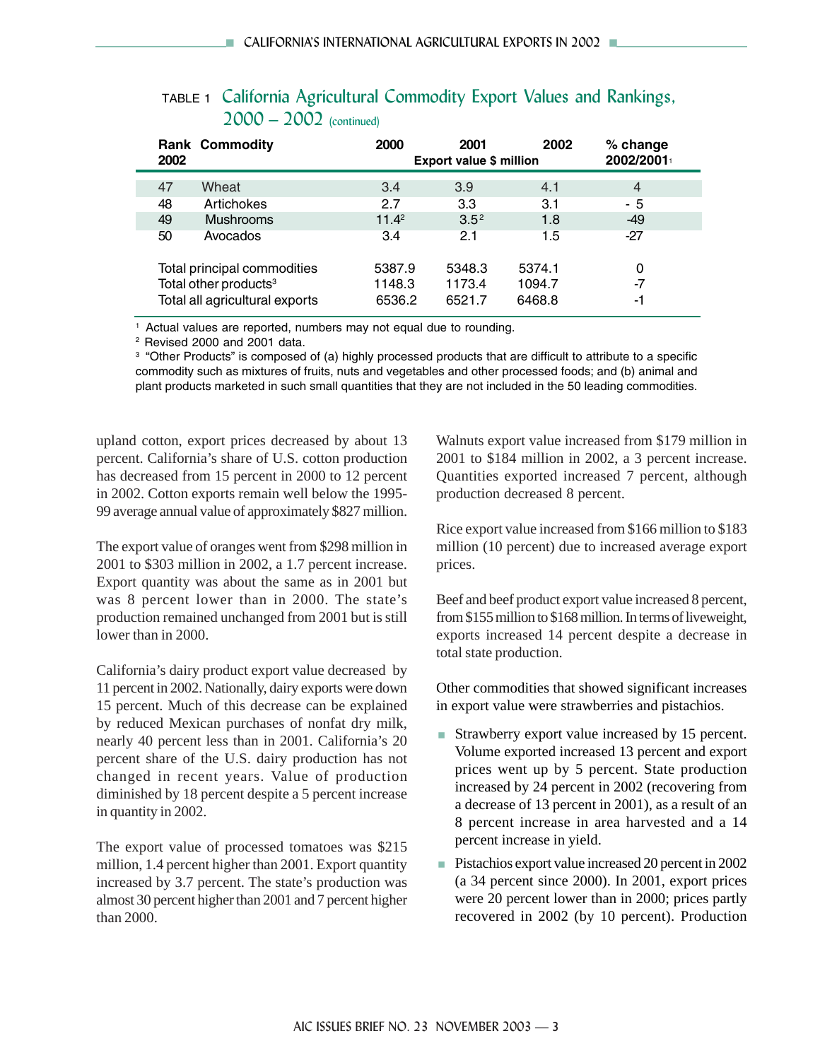**TABLE 1 California Agricultural Commodity Export Values and Rankings, 2000 – 2002** (continued)

| Rank 2002 | Commodity | 2000 | 2001 | 2002 | % change 2002/2001[1] |
|---|---|---|---|---|---|
| | | Export value $ million | | | |
| 47 | Wheat | 3.4 | 3.9 | 4.1 | 4 |
| 48 | Artichokes | 2.7 | 3.3 | 3.1 | - 5 |
| 49 | Mushrooms | 11.4[2] | 3.5[2] | 1.8 | -49 |
| 50 | Avocados | 3.4 | 2.1 | 1.5 | -27 |
| | Total principal commodities | 5387.9 | 5348.3 | 5374.1 | 0 |
| | Total other products[3] | 1148.3 | 1173.4 | 1094.7 | -7 |
| | Total all agricultural exports | 6536.2 | 6521.7 | 6468.8 | -1 |

[1] Actual values are reported, numbers may not equal due to rounding.
[2] Revised 2000 and 2001 data.
[3] "Other Products" is composed of (a) highly processed products that are difficult to attribute to a specific commodity such as mixtures of fruits, nuts and vegetables and other processed foods; and (b) animal and plant products marketed in such small quantities that they are not included in the 50 leading commodities.

upland cotton, export prices decreased by about 13 percent. California's share of U.S. cotton production has decreased from 15 percent in 2000 to 12 percent in 2002. Cotton exports remain well below the 1995-99 average annual value of approximately $827 million.

The export value of oranges went from $298 million in 2001 to $303 million in 2002, a 1.7 percent increase. Export quantity was about the same as in 2001 but was 8 percent lower than in 2000. The state's production remained unchanged from 2001 but is still lower than in 2000.

California's dairy product export value decreased by 11 percent in 2002. Nationally, dairy exports were down 15 percent. Much of this decrease can be explained by reduced Mexican purchases of nonfat dry milk, nearly 40 percent less than in 2001. California's 20 percent share of the U.S. dairy production has not changed in recent years. Value of production diminished by 18 percent despite a 5 percent increase in quantity in 2002.

The export value of processed tomatoes was $215 million, 1.4 percent higher than 2001. Export quantity increased by 3.7 percent. The state's production was almost 30 percent higher than 2001 and 7 percent higher than 2000.

Walnuts export value increased from $179 million in 2001 to $184 million in 2002, a 3 percent increase. Quantities exported increased 7 percent, although production decreased 8 percent.

Rice export value increased from $166 million to $183 million (10 percent) due to increased average export prices.

Beef and beef product export value increased 8 percent, from $155 million to $168 million. In terms of liveweight, exports increased 14 percent despite a decrease in total state production.

Other commodities that showed significant increases in export value were strawberries and pistachios.

- Strawberry export value increased by 15 percent. Volume exported increased 13 percent and export prices went up by 5 percent. State production increased by 24 percent in 2002 (recovering from a decrease of 13 percent in 2001), as a result of an 8 percent increase in area harvested and a 14 percent increase in yield.
- Pistachios export value increased 20 percent in 2002 (a 34 percent since 2000). In 2001, export prices were 20 percent lower than in 2000; prices partly recovered in 2002 (by 10 percent). Production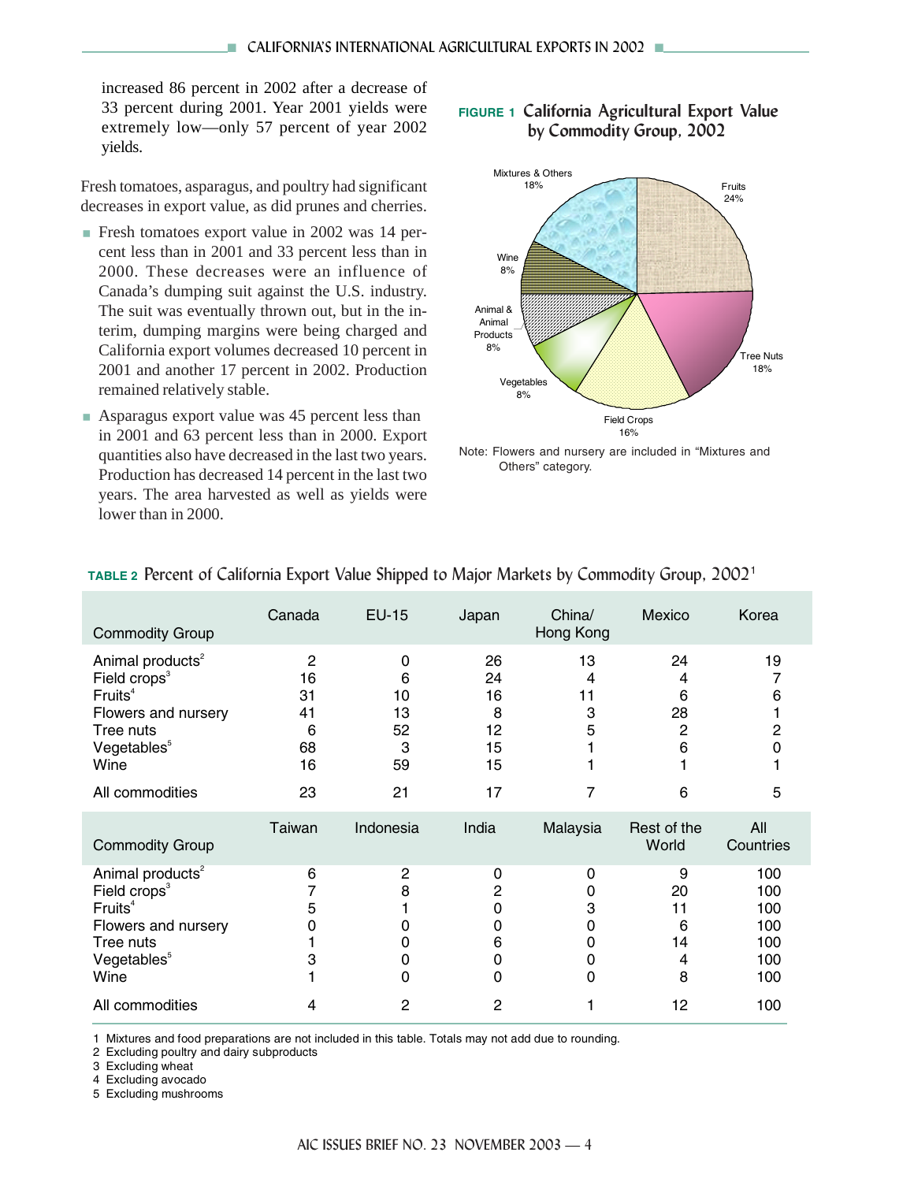increased 86 percent in 2002 after a decrease of 33 percent during 2001. Year 2001 yields were extremely low—only 57 percent of year 2002 yields.

Fresh tomatoes, asparagus, and poultry had significant decreases in export value, as did prunes and cherries.

- Fresh tomatoes export value in 2002 was 14 percent less than in 2001 and 33 percent less than in 2000. These decreases were an influence of Canada's dumping suit against the U.S. industry. The suit was eventually thrown out, but in the interim, dumping margins were being charged and California export volumes decreased 10 percent in 2001 and another 17 percent in 2002. Production remained relatively stable.
- Asparagus export value was 45 percent less than in 2001 and 63 percent less than in 2000. Export quantities also have decreased in the last two years. Production has decreased 14 percent in the last two years. The area harvested as well as yields were lower than in 2000.

**FIGURE 1** California Agricultural Export Value by Commodity Group, 2002

| Commodity Group | Share |
|---|---|
| Fruits | 24% |
| Tree Nuts | 18% |
| Field Crops | 16% |
| Vegetables | 8% |
| Animal & Animal Products | 8% |
| Wine | 8% |
| Mixtures & Others | 18% |

Note: Flowers and nursery are included in "Mixtures and Others" category.

**TABLE 2** Percent of California Export Value Shipped to Major Markets by Commodity Group, 2002[1]

| Commodity Group | Canada | EU-15 | Japan | China/ Hong Kong | Mexico | Korea |
|---|---|---|---|---|---|---|
| Animal products[2] | 2 | 0 | 26 | 13 | 24 | 19 |
| Field crops[3] | 16 | 6 | 24 | 4 | 4 | 7 |
| Fruits[4] | 31 | 10 | 16 | 11 | 6 | 6 |
| Flowers and nursery | 41 | 13 | 8 | 3 | 28 | 1 |
| Tree nuts | 6 | 52 | 12 | 5 | 2 | 2 |
| Vegetables[5] | 68 | 3 | 15 | 1 | 6 | 0 |
| Wine | 16 | 59 | 15 | 1 | 1 | 1 |
| All commodities | 23 | 21 | 17 | 7 | 6 | 5 |

| Commodity Group | Taiwan | Indonesia | India | Malaysia | Rest of the World | All Countries |
|---|---|---|---|---|---|---|
| Animal products[2] | 6 | 2 | 0 | 0 | 9 | 100 |
| Field crops[3] | 7 | 8 | 2 | 0 | 20 | 100 |
| Fruits[4] | 5 | 1 | 0 | 3 | 11 | 100 |
| Flowers and nursery | 0 | 0 | 0 | 0 | 6 | 100 |
| Tree nuts | 1 | 0 | 6 | 0 | 14 | 100 |
| Vegetables[5] | 3 | 0 | 0 | 0 | 4 | 100 |
| Wine | 1 | 0 | 0 | 0 | 8 | 100 |
| All commodities | 4 | 2 | 2 | 1 | 12 | 100 |

1 Mixtures and food preparations are not included in this table. Totals may not add due to rounding.
2 Excluding poultry and dairy subproducts
3 Excluding wheat
4 Excluding avocado
5 Excluding mushrooms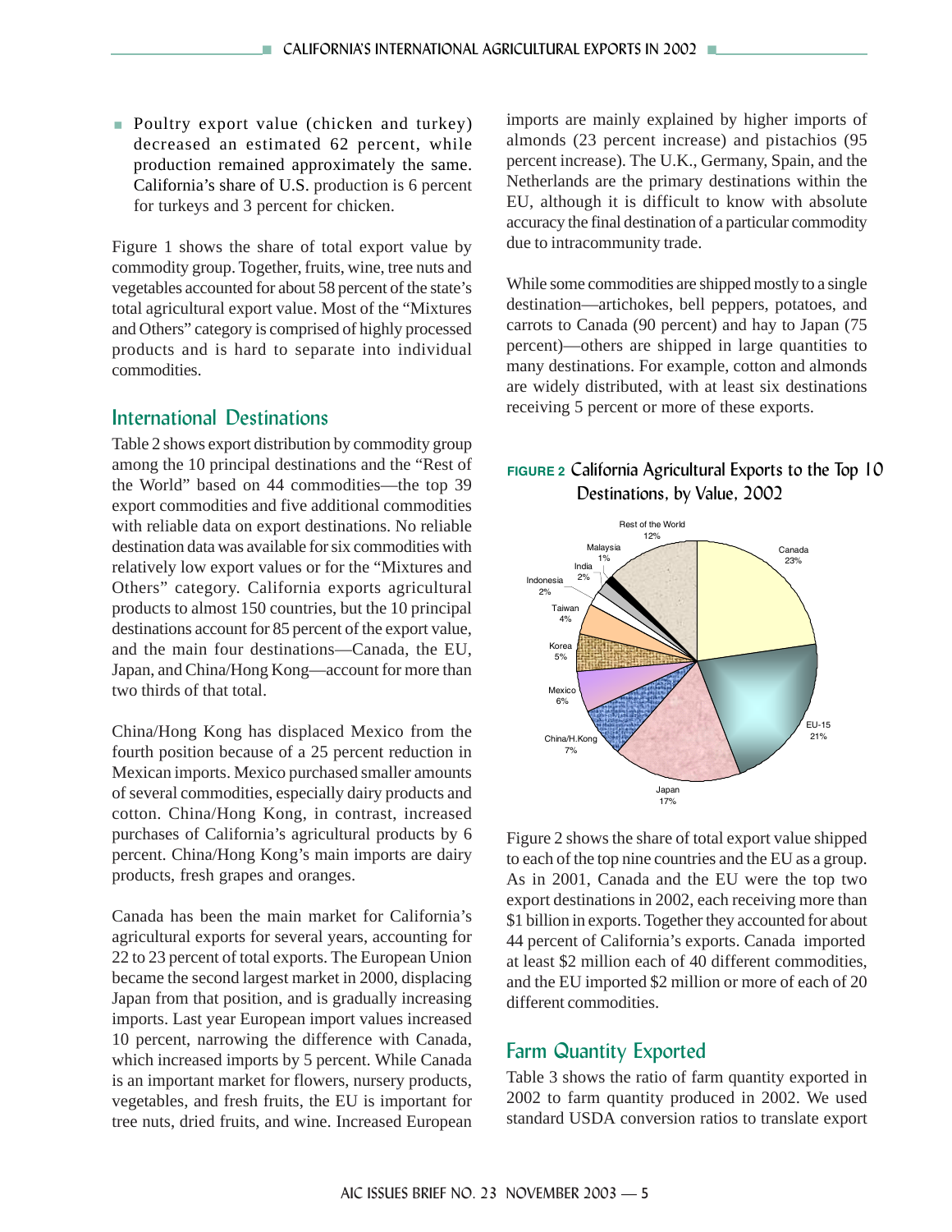- Poultry export value (chicken and turkey) decreased an estimated 62 percent, while production remained approximately the same. California's share of U.S. production is 6 percent for turkeys and 3 percent for chicken.

Figure 1 shows the share of total export value by commodity group. Together, fruits, wine, tree nuts and vegetables accounted for about 58 percent of the state's total agricultural export value. Most of the "Mixtures and Others" category is comprised of highly processed products and is hard to separate into individual commodities.

## International Destinations

Table 2 shows export distribution by commodity group among the 10 principal destinations and the "Rest of the World" based on 44 commodities—the top 39 export commodities and five additional commodities with reliable data on export destinations. No reliable destination data was available for six commodities with relatively low export values or for the "Mixtures and Others" category. California exports agricultural products to almost 150 countries, but the 10 principal destinations account for 85 percent of the export value, and the main four destinations—Canada, the EU, Japan, and China/Hong Kong—account for more than two thirds of that total.

China/Hong Kong has displaced Mexico from the fourth position because of a 25 percent reduction in Mexican imports. Mexico purchased smaller amounts of several commodities, especially dairy products and cotton. China/Hong Kong, in contrast, increased purchases of California's agricultural products by 6 percent. China/Hong Kong's main imports are dairy products, fresh grapes and oranges.

Canada has been the main market for California's agricultural exports for several years, accounting for 22 to 23 percent of total exports. The European Union became the second largest market in 2000, displacing Japan from that position, and is gradually increasing imports. Last year European import values increased 10 percent, narrowing the difference with Canada, which increased imports by 5 percent. While Canada is an important market for flowers, nursery products, vegetables, and fresh fruits, the EU is important for tree nuts, dried fruits, and wine. Increased European imports are mainly explained by higher imports of almonds (23 percent increase) and pistachios (95 percent increase). The U.K., Germany, Spain, and the Netherlands are the primary destinations within the EU, although it is difficult to know with absolute accuracy the final destination of a particular commodity due to intracommunity trade.

While some commodities are shipped mostly to a single destination—artichokes, bell peppers, potatoes, and carrots to Canada (90 percent) and hay to Japan (75 percent)—others are shipped in large quantities to many destinations. For example, cotton and almonds are widely distributed, with at least six destinations receiving 5 percent or more of these exports.

**FIGURE 2** California Agricultural Exports to the Top 10 Destinations, by Value, 2002

| Destination | Share |
|---|---|
| Canada | 23% |
| EU-15 | 21% |
| Japan | 17% |
| China/H.Kong | 7% |
| Mexico | 6% |
| Korea | 5% |
| Taiwan | 4% |
| Indonesia | 2% |
| India | 2% |
| Malaysia | 1% |
| Rest of the World | 12% |

Figure 2 shows the share of total export value shipped to each of the top nine countries and the EU as a group. As in 2001, Canada and the EU were the top two export destinations in 2002, each receiving more than $1 billion in exports. Together they accounted for about 44 percent of California's exports. Canada imported at least $2 million each of 40 different commodities, and the EU imported $2 million or more of each of 20 different commodities.

## Farm Quantity Exported

Table 3 shows the ratio of farm quantity exported in 2002 to farm quantity produced in 2002. We used standard USDA conversion ratios to translate export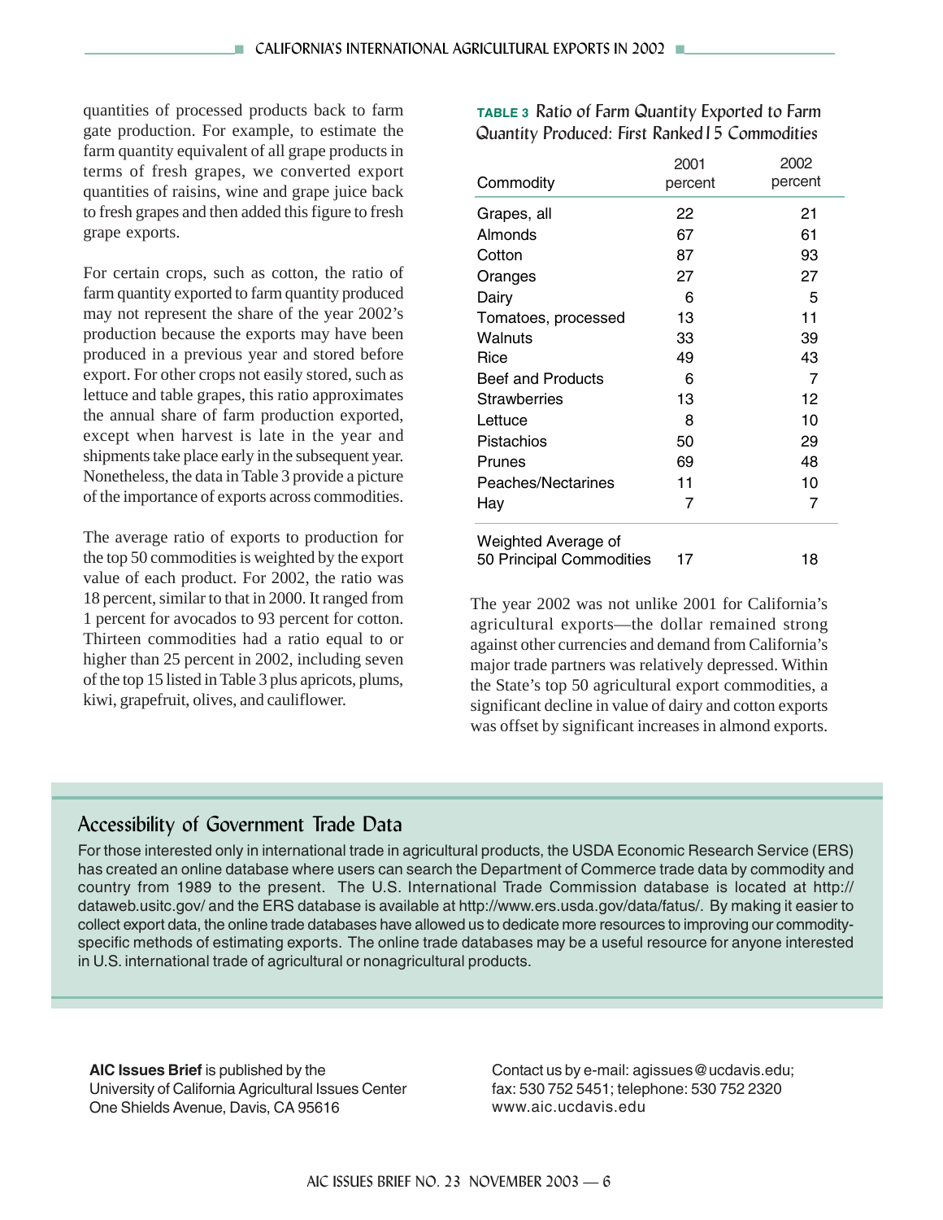quantities of processed products back to farm gate production. For example, to estimate the farm quantity equivalent of all grape products in terms of fresh grapes, we converted export quantities of raisins, wine and grape juice back to fresh grapes and then added this figure to fresh grape exports.

For certain crops, such as cotton, the ratio of farm quantity exported to farm quantity produced may not represent the share of the year 2002's production because the exports may have been produced in a previous year and stored before export. For other crops not easily stored, such as lettuce and table grapes, this ratio approximates the annual share of farm production exported, except when harvest is late in the year and shipments take place early in the subsequent year. Nonetheless, the data in Table 3 provide a picture of the importance of exports across commodities.

The average ratio of exports to production for the top 50 commodities is weighted by the export value of each product. For 2002, the ratio was 18 percent, similar to that in 2000. It ranged from 1 percent for avocados to 93 percent for cotton. Thirteen commodities had a ratio equal to or higher than 25 percent in 2002, including seven of the top 15 listed in Table 3 plus apricots, plums, kiwi, grapefruit, olives, and cauliflower.

**TABLE 3** Ratio of Farm Quantity Exported to Farm Quantity Produced: First Ranked 15 Commodities

| Commodity | 2001 percent | 2002 percent |
|---|---|---|
| Grapes, all | 22 | 21 |
| Almonds | 67 | 61 |
| Cotton | 87 | 93 |
| Oranges | 27 | 27 |
| Dairy | 6 | 5 |
| Tomatoes, processed | 13 | 11 |
| Walnuts | 33 | 39 |
| Rice | 49 | 43 |
| Beef and Products | 6 | 7 |
| Strawberries | 13 | 12 |
| Lettuce | 8 | 10 |
| Pistachios | 50 | 29 |
| Prunes | 69 | 48 |
| Peaches/Nectarines | 11 | 10 |
| Hay | 7 | 7 |
| Weighted Average of 50 Principal Commodities | 17 | 18 |

The year 2002 was not unlike 2001 for California's agricultural exports—the dollar remained strong against other currencies and demand from California's major trade partners was relatively depressed. Within the State's top 50 agricultural export commodities, a significant decline in value of dairy and cotton exports was offset by significant increases in almond exports.

## Accessibility of Government Trade Data

For those interested only in international trade in agricultural products, the USDA Economic Research Service (ERS) has created an online database where users can search the Department of Commerce trade data by commodity and country from 1989 to the present. The U.S. International Trade Commission database is located at http://dataweb.usitc.gov/ and the ERS database is available at http://www.ers.usda.gov/data/fatus/. By making it easier to collect export data, the online trade databases have allowed us to dedicate more resources to improving our commodity-specific methods of estimating exports. The online trade databases may be a useful resource for anyone interested in U.S. international trade of agricultural or nonagricultural products.

**AIC Issues Brief** is published by the
University of California Agricultural Issues Center
One Shields Avenue, Davis, CA 95616

Contact us by e-mail: agissues@ucdavis.edu;
fax: 530 752 5451; telephone: 530 752 2320
www.aic.ucdavis.edu